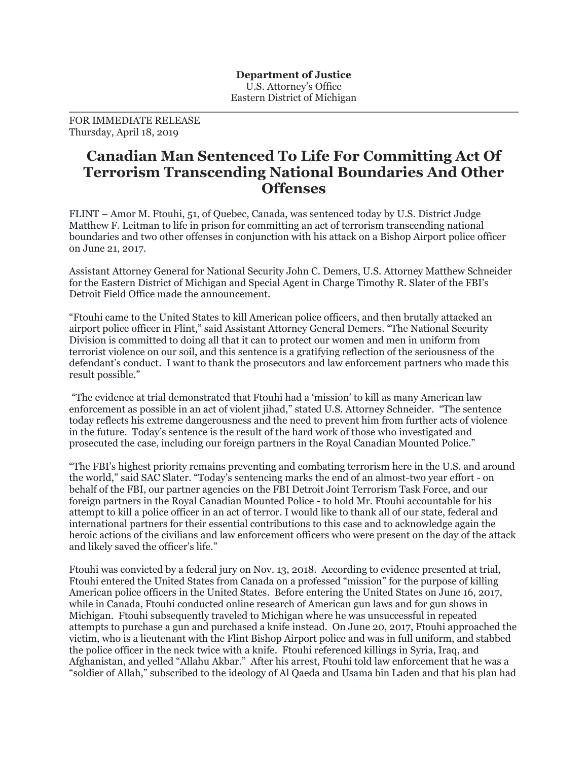**Department of Justice**
U.S. Attorney's Office
Eastern District of Michigan

---

FOR IMMEDIATE RELEASE
Thursday, April 18, 2019

# Canadian Man Sentenced To Life For Committing Act Of Terrorism Transcending National Boundaries And Other Offenses

FLINT – Amor M. Ftouhi, 51, of Quebec, Canada, was sentenced today by U.S. District Judge Matthew F. Leitman to life in prison for committing an act of terrorism transcending national boundaries and two other offenses in conjunction with his attack on a Bishop Airport police officer on June 21, 2017.

Assistant Attorney General for National Security John C. Demers, U.S. Attorney Matthew Schneider for the Eastern District of Michigan and Special Agent in Charge Timothy R. Slater of the FBI's Detroit Field Office made the announcement.

"Ftouhi came to the United States to kill American police officers, and then brutally attacked an airport police officer in Flint," said Assistant Attorney General Demers. "The National Security Division is committed to doing all that it can to protect our women and men in uniform from terrorist violence on our soil, and this sentence is a gratifying reflection of the seriousness of the defendant's conduct. I want to thank the prosecutors and law enforcement partners who made this result possible."

"The evidence at trial demonstrated that Ftouhi had a 'mission' to kill as many American law enforcement as possible in an act of violent jihad," stated U.S. Attorney Schneider. "The sentence today reflects his extreme dangerousness and the need to prevent him from further acts of violence in the future. Today's sentence is the result of the hard work of those who investigated and prosecuted the case, including our foreign partners in the Royal Canadian Mounted Police."

"The FBI's highest priority remains preventing and combating terrorism here in the U.S. and around the world," said SAC Slater. "Today's sentencing marks the end of an almost-two year effort - on behalf of the FBI, our partner agencies on the FBI Detroit Joint Terrorism Task Force, and our foreign partners in the Royal Canadian Mounted Police - to hold Mr. Ftouhi accountable for his attempt to kill a police officer in an act of terror. I would like to thank all of our state, federal and international partners for their essential contributions to this case and to acknowledge again the heroic actions of the civilians and law enforcement officers who were present on the day of the attack and likely saved the officer's life."

Ftouhi was convicted by a federal jury on Nov. 13, 2018. According to evidence presented at trial, Ftouhi entered the United States from Canada on a professed "mission" for the purpose of killing American police officers in the United States. Before entering the United States on June 16, 2017, while in Canada, Ftouhi conducted online research of American gun laws and for gun shows in Michigan. Ftouhi subsequently traveled to Michigan where he was unsuccessful in repeated attempts to purchase a gun and purchased a knife instead. On June 20, 2017, Ftouhi approached the victim, who is a lieutenant with the Flint Bishop Airport police and was in full uniform, and stabbed the police officer in the neck twice with a knife. Ftouhi referenced killings in Syria, Iraq, and Afghanistan, and yelled "Allahu Akbar." After his arrest, Ftouhi told law enforcement that he was a "soldier of Allah," subscribed to the ideology of Al Qaeda and Usama bin Laden and that his plan had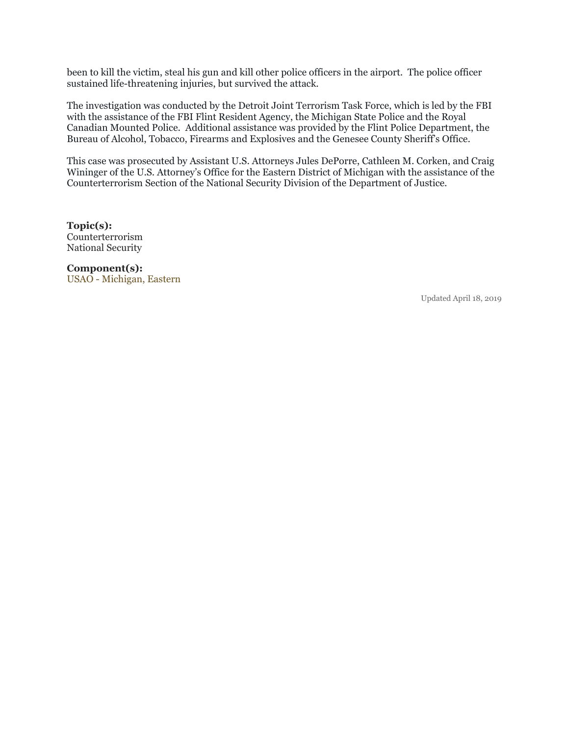been to kill the victim, steal his gun and kill other police officers in the airport. The police officer sustained life-threatening injuries, but survived the attack.

The investigation was conducted by the Detroit Joint Terrorism Task Force, which is led by the FBI with the assistance of the FBI Flint Resident Agency, the Michigan State Police and the Royal Canadian Mounted Police. Additional assistance was provided by the Flint Police Department, the Bureau of Alcohol, Tobacco, Firearms and Explosives and the Genesee County Sheriff's Office.

This case was prosecuted by Assistant U.S. Attorneys Jules DePorre, Cathleen M. Corken, and Craig Wininger of the U.S. Attorney's Office for the Eastern District of Michigan with the assistance of the Counterterrorism Section of the National Security Division of the Department of Justice.

**Topic(s):**
Counterterrorism
National Security

**Component(s):**
USAO - Michigan, Eastern

Updated April 18, 2019